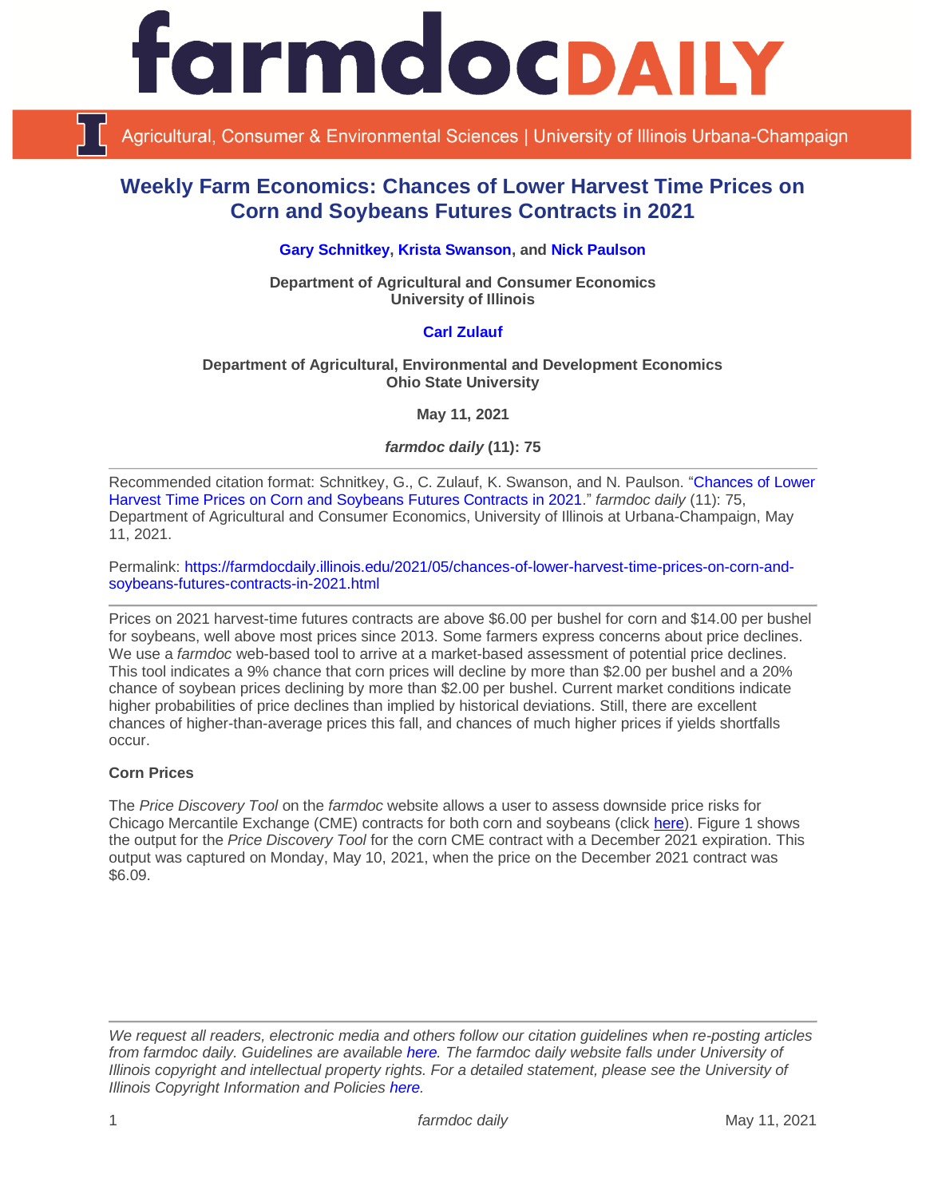# farmdoc DAILY

Agricultural, Consumer & Environmental Sciences | University of Illinois Urbana-Champaign

## Weekly Farm Economics: Chances of Lower Harvest Time Prices on Corn and Soybeans Futures Contracts in 2021

**Gary Schnitkey, Krista Swanson, and Nick Paulson**

**Department of Agricultural and Consumer Economics**
**University of Illinois**

**Carl Zulauf**

**Department of Agricultural, Environmental and Development Economics**
**Ohio State University**

**May 11, 2021**

***farmdoc daily* (11): 75**

---

Recommended citation format: Schnitkey, G., C. Zulauf, K. Swanson, and N. Paulson. "Chances of Lower Harvest Time Prices on Corn and Soybeans Futures Contracts in 2021." *farmdoc daily* (11): 75, Department of Agricultural and Consumer Economics, University of Illinois at Urbana-Champaign, May 11, 2021.

Permalink: https://farmdocdaily.illinois.edu/2021/05/chances-of-lower-harvest-time-prices-on-corn-and-soybeans-futures-contracts-in-2021.html

---

Prices on 2021 harvest-time futures contracts are above $6.00 per bushel for corn and $14.00 per bushel for soybeans, well above most prices since 2013. Some farmers express concerns about price declines. We use a *farmdoc* web-based tool to arrive at a market-based assessment of potential price declines. This tool indicates a 9% chance that corn prices will decline by more than $2.00 per bushel and a 20% chance of soybean prices declining by more than $2.00 per bushel. Current market conditions indicate higher probabilities of price declines than implied by historical deviations. Still, there are excellent chances of higher-than-average prices this fall, and chances of much higher prices if yields shortfalls occur.

### Corn Prices

The *Price Discovery Tool* on the *farmdoc* website allows a user to assess downside price risks for Chicago Mercantile Exchange (CME) contracts for both corn and soybeans (click here). Figure 1 shows the output for the *Price Discovery Tool* for the corn CME contract with a December 2021 expiration. This output was captured on Monday, May 10, 2021, when the price on the December 2021 contract was $6.09.

---

*We request all readers, electronic media and others follow our citation guidelines when re-posting articles from farmdoc daily. Guidelines are available here. The farmdoc daily website falls under University of Illinois copyright and intellectual property rights. For a detailed statement, please see the University of Illinois Copyright Information and Policies here.*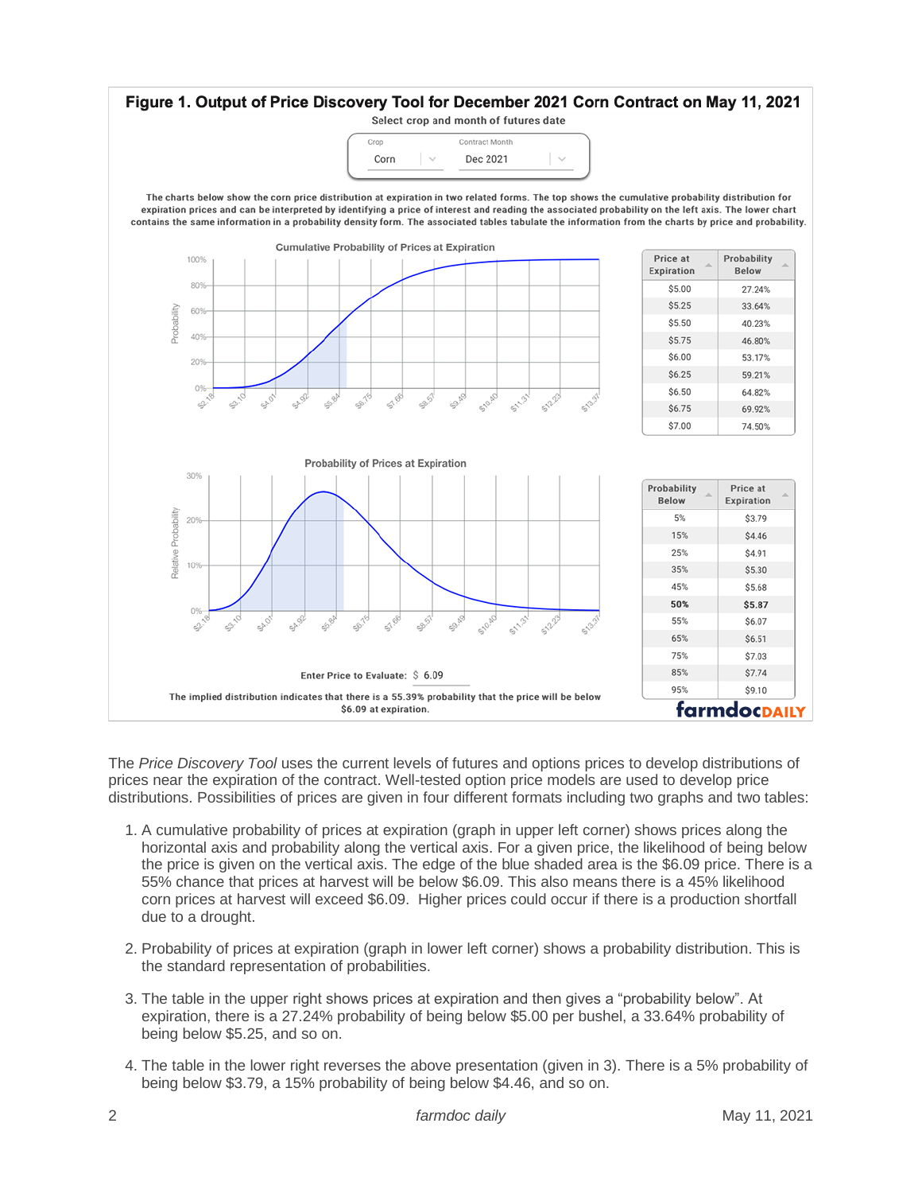**Figure 1. Output of Price Discovery Tool for December 2021 Corn Contract on May 11, 2021**

Select crop and month of futures date

Crop: Corn | Contract Month: Dec 2021

The charts below show the corn price distribution at expiration in two related forms. The top shows the cumulative probability distribution for expiration prices and can be interpreted by identifying a price of interest and reading the associated probability on the left axis. The lower chart contains the same information in a probability density form. The associated tables tabulate the information from the charts by price and probability.

Cumulative Probability of Prices at Expiration

| Price at Expiration | Probability Below |
|---|---|
| $5.00 | 27.24% |
| $5.25 | 33.64% |
| $5.50 | 40.23% |
| $5.75 | 46.80% |
| $6.00 | 53.17% |
| $6.25 | 59.21% |
| $6.50 | 64.82% |
| $6.75 | 69.92% |
| $7.00 | 74.50% |

Probability of Prices at Expiration

| Probability Below | Price at Expiration |
|---|---|
| 5% | $3.79 |
| 15% | $4.46 |
| 25% | $4.91 |
| 35% | $5.30 |
| 45% | $5.68 |
| **50%** | **$5.87** |
| 55% | $6.07 |
| 65% | $6.51 |
| 75% | $7.03 |
| 85% | $7.74 |
| 95% | $9.10 |

Enter Price to Evaluate: $ 6.09

The implied distribution indicates that there is a 55.39% probability that the price will be below $6.09 at expiration.

The *Price Discovery Tool* uses the current levels of futures and options prices to develop distributions of prices near the expiration of the contract. Well-tested option price models are used to develop price distributions. Possibilities of prices are given in four different formats including two graphs and two tables:

1. A cumulative probability of prices at expiration (graph in upper left corner) shows prices along the horizontal axis and probability along the vertical axis. For a given price, the likelihood of being below the price is given on the vertical axis. The edge of the blue shaded area is the $6.09 price. There is a 55% chance that prices at harvest will be below $6.09. This also means there is a 45% likelihood corn prices at harvest will exceed $6.09. Higher prices could occur if there is a production shortfall due to a drought.
2. Probability of prices at expiration (graph in lower left corner) shows a probability distribution. This is the standard representation of probabilities.
3. The table in the upper right shows prices at expiration and then gives a "probability below". At expiration, there is a 27.24% probability of being below $5.00 per bushel, a 33.64% probability of being below $5.25, and so on.
4. The table in the lower right reverses the above presentation (given in 3). There is a 5% probability of being below $3.79, a 15% probability of being below $4.46, and so on.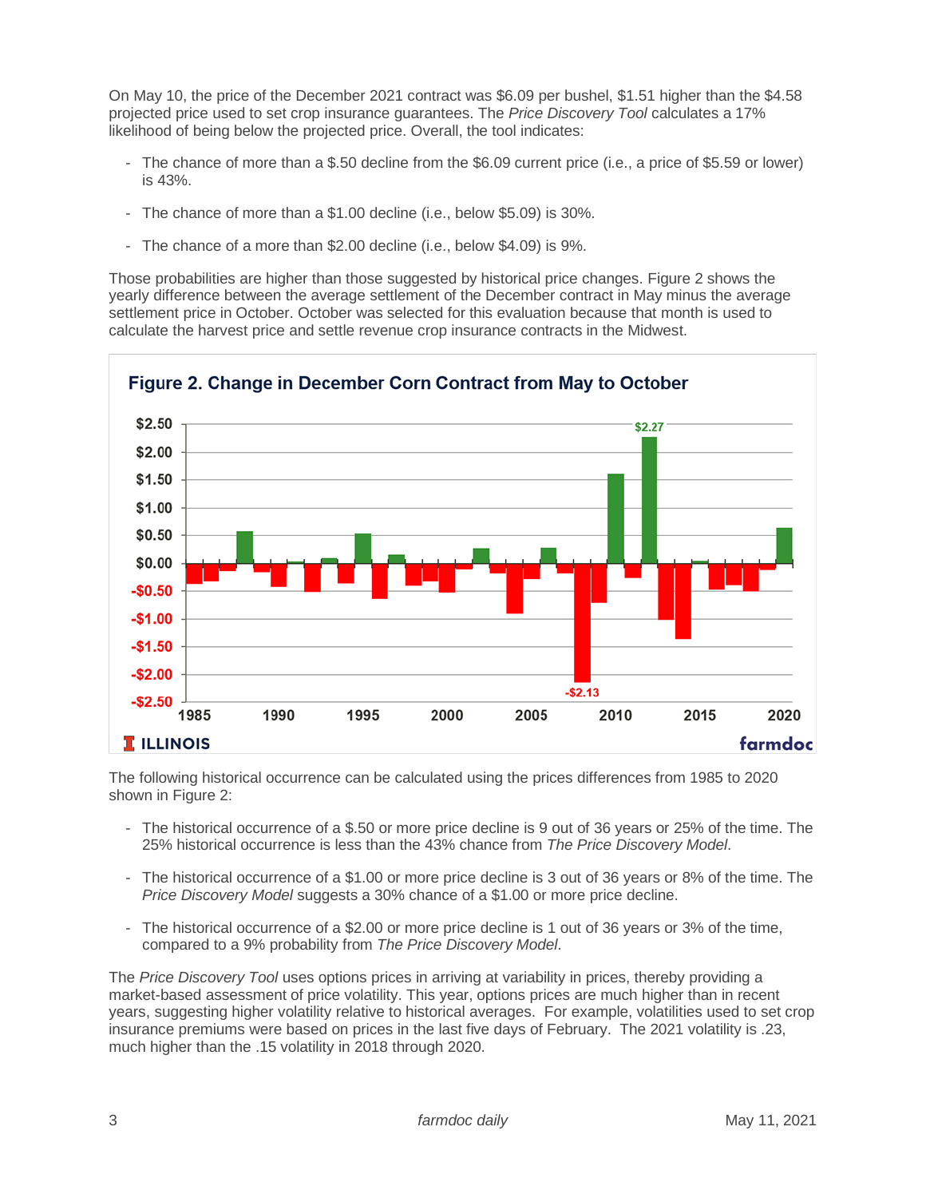On May 10, the price of the December 2021 contract was $6.09 per bushel, $1.51 higher than the $4.58 projected price used to set crop insurance guarantees. The *Price Discovery Tool* calculates a 17% likelihood of being below the projected price. Overall, the tool indicates:

- The chance of more than a $.50 decline from the $6.09 current price (i.e., a price of $5.59 or lower) is 43%.
- The chance of more than a $1.00 decline (i.e., below $5.09) is 30%.
- The chance of a more than $2.00 decline (i.e., below $4.09) is 9%.

Those probabilities are higher than those suggested by historical price changes. Figure 2 shows the yearly difference between the average settlement of the December contract in May minus the average settlement price in October. October was selected for this evaluation because that month is used to calculate the harvest price and settle revenue crop insurance contracts in the Midwest.

**Figure 2. Change in December Corn Contract from May to October**

The following historical occurrence can be calculated using the prices differences from 1985 to 2020 shown in Figure 2:

- The historical occurrence of a $.50 or more price decline is 9 out of 36 years or 25% of the time. The 25% historical occurrence is less than the 43% chance from *The Price Discovery Model*.
- The historical occurrence of a $1.00 or more price decline is 3 out of 36 years or 8% of the time. The *Price Discovery Model* suggests a 30% chance of a $1.00 or more price decline.
- The historical occurrence of a $2.00 or more price decline is 1 out of 36 years or 3% of the time, compared to a 9% probability from *The Price Discovery Model*.

The *Price Discovery Tool* uses options prices in arriving at variability in prices, thereby providing a market-based assessment of price volatility. This year, options prices are much higher than in recent years, suggesting higher volatility relative to historical averages. For example, volatilities used to set crop insurance premiums were based on prices in the last five days of February. The 2021 volatility is .23, much higher than the .15 volatility in 2018 through 2020.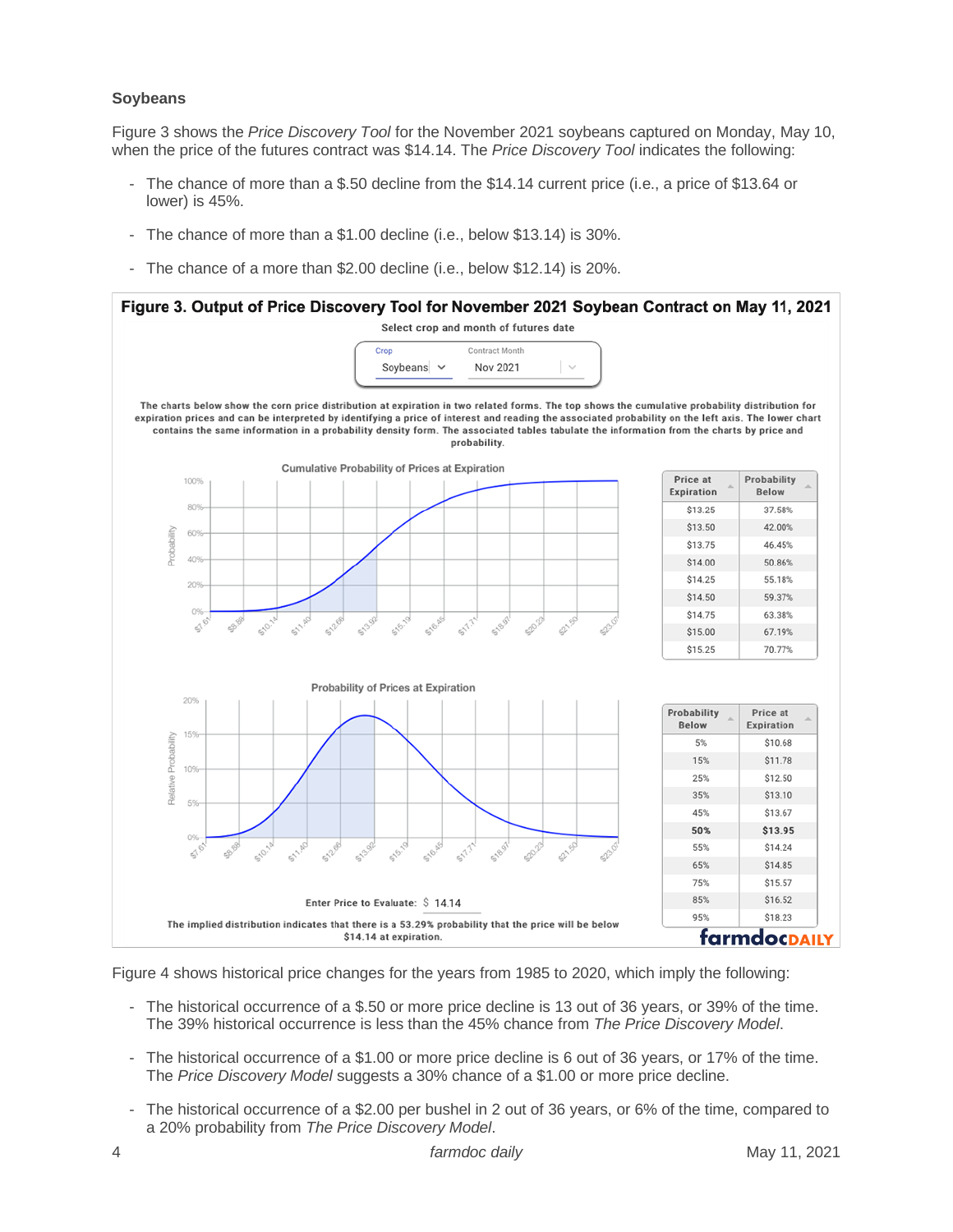### Soybeans

Figure 3 shows the *Price Discovery Tool* for the November 2021 soybeans captured on Monday, May 10, when the price of the futures contract was $14.14. The *Price Discovery Tool* indicates the following:

- The chance of more than a $.50 decline from the $14.14 current price (i.e., a price of $13.64 or lower) is 45%.
- The chance of more than a $1.00 decline (i.e., below $13.14) is 30%.
- The chance of a more than $2.00 decline (i.e., below $12.14) is 20%.

**Figure 3. Output of Price Discovery Tool for November 2021 Soybean Contract on May 11, 2021**

Select crop and month of futures date

Crop: Soybeans | Contract Month: Nov 2021

The charts below show the corn price distribution at expiration in two related forms. The top shows the cumulative probability distribution for expiration prices and can be interpreted by identifying a price of interest and reading the associated probability on the left axis. The lower chart contains the same information in a probability density form. The associated tables tabulate the information from the charts by price and probability.

Cumulative Probability of Prices at Expiration

| Price at Expiration | Probability Below |
|---|---|
| $13.25 | 37.58% |
| $13.50 | 42.00% |
| $13.75 | 46.45% |
| $14.00 | 50.86% |
| $14.25 | 55.18% |
| $14.50 | 59.37% |
| $14.75 | 63.38% |
| $15.00 | 67.19% |
| $15.25 | 70.77% |

Probability of Prices at Expiration

| Probability Below | Price at Expiration |
|---|---|
| 5% | $10.68 |
| 15% | $11.78 |
| 25% | $12.50 |
| 35% | $13.10 |
| 45% | $13.67 |
| **50%** | **$13.95** |
| 55% | $14.24 |
| 65% | $14.85 |
| 75% | $15.57 |
| 85% | $16.52 |
| 95% | $18.23 |

Enter Price to Evaluate: $ 14.14

The implied distribution indicates that there is a 53.29% probability that the price will be below $14.14 at expiration.

Figure 4 shows historical price changes for the years from 1985 to 2020, which imply the following:

- The historical occurrence of a $.50 or more price decline is 13 out of 36 years, or 39% of the time. The 39% historical occurrence is less than the 45% chance from *The Price Discovery Model*.
- The historical occurrence of a $1.00 or more price decline is 6 out of 36 years, or 17% of the time. The *Price Discovery Model* suggests a 30% chance of a $1.00 or more price decline.
- The historical occurrence of a $2.00 per bushel in 2 out of 36 years, or 6% of the time, compared to a 20% probability from *The Price Discovery Model*.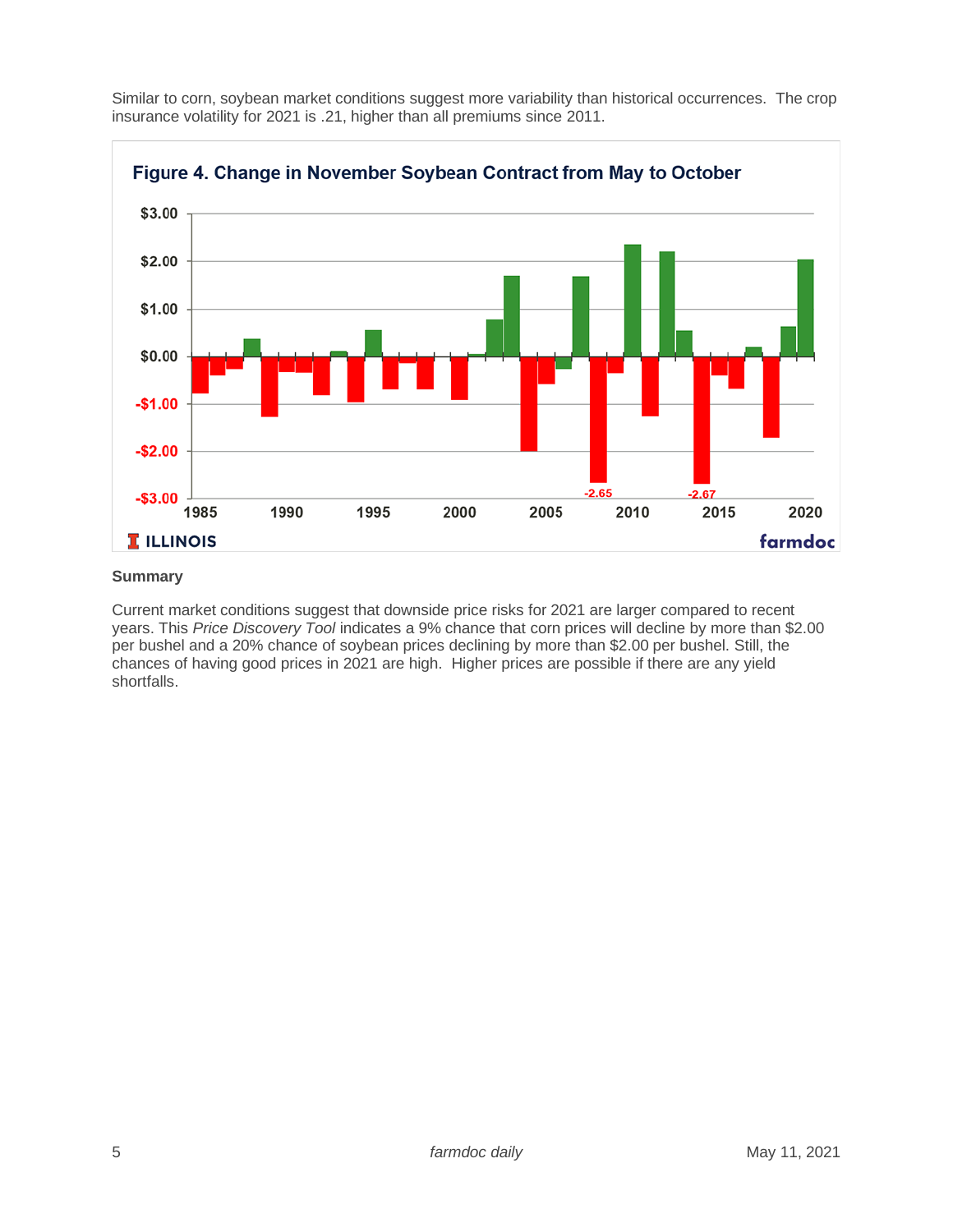Similar to corn, soybean market conditions suggest more variability than historical occurrences. The crop insurance volatility for 2021 is .21, higher than all premiums since 2011.

**Figure 4. Change in November Soybean Contract from May to October**

$3.00
$2.00
$1.00
$0.00
-$1.00
-$2.00
-$3.00

1985 1990 1995 2000 2005 2010 2015 2020

-2.65
-2.67

ILLINOIS
farmdoc

**Summary**

Current market conditions suggest that downside price risks for 2021 are larger compared to recent years. This *Price Discovery Tool* indicates a 9% chance that corn prices will decline by more than $2.00 per bushel and a 20% chance of soybean prices declining by more than $2.00 per bushel. Still, the chances of having good prices in 2021 are high. Higher prices are possible if there are any yield shortfalls.